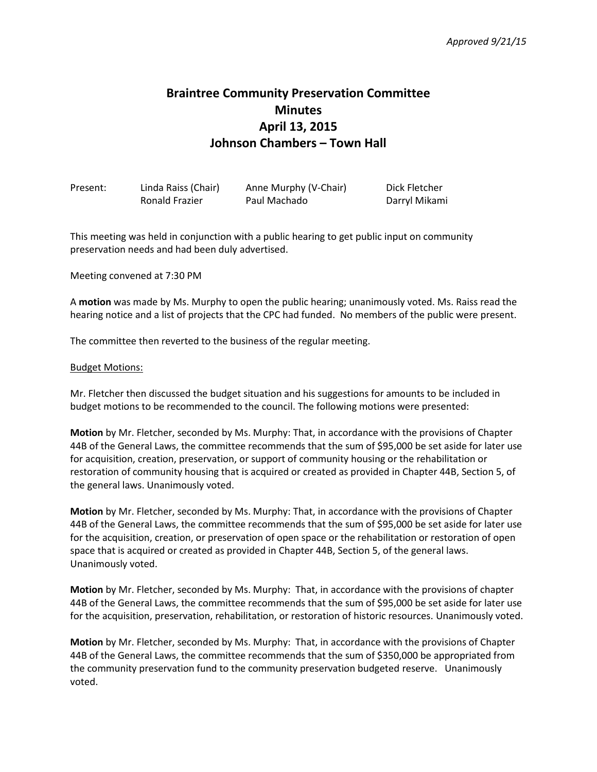*Approved 9/21/15*

# Braintree Community Preservation Committee Minutes April 13, 2015 Johnson Chambers – Town Hall

| Present: | Linda Raiss (Chair) | Anne Murphy (V-Chair) | Dick Fletcher |
| --- | --- | --- | --- |
| | Ronald Frazier | Paul Machado | Darryl Mikami |

This meeting was held in conjunction with a public hearing to get public input on community preservation needs and had been duly advertised.

Meeting convened at 7:30 PM

A **motion** was made by Ms. Murphy to open the public hearing; unanimously voted. Ms. Raiss read the hearing notice and a list of projects that the CPC had funded. No members of the public were present.

The committee then reverted to the business of the regular meeting.

<u>Budget Motions:</u>

Mr. Fletcher then discussed the budget situation and his suggestions for amounts to be included in budget motions to be recommended to the council. The following motions were presented:

**Motion** by Mr. Fletcher, seconded by Ms. Murphy: That, in accordance with the provisions of Chapter 44B of the General Laws, the committee recommends that the sum of $95,000 be set aside for later use for acquisition, creation, preservation, or support of community housing or the rehabilitation or restoration of community housing that is acquired or created as provided in Chapter 44B, Section 5, of the general laws. Unanimously voted.

**Motion** by Mr. Fletcher, seconded by Ms. Murphy: That, in accordance with the provisions of Chapter 44B of the General Laws, the committee recommends that the sum of $95,000 be set aside for later use for the acquisition, creation, or preservation of open space or the rehabilitation or restoration of open space that is acquired or created as provided in Chapter 44B, Section 5, of the general laws. Unanimously voted.

**Motion** by Mr. Fletcher, seconded by Ms. Murphy: That, in accordance with the provisions of chapter 44B of the General Laws, the committee recommends that the sum of $95,000 be set aside for later use for the acquisition, preservation, rehabilitation, or restoration of historic resources. Unanimously voted.

**Motion** by Mr. Fletcher, seconded by Ms. Murphy: That, in accordance with the provisions of Chapter 44B of the General Laws, the committee recommends that the sum of $350,000 be appropriated from the community preservation fund to the community preservation budgeted reserve. Unanimously voted.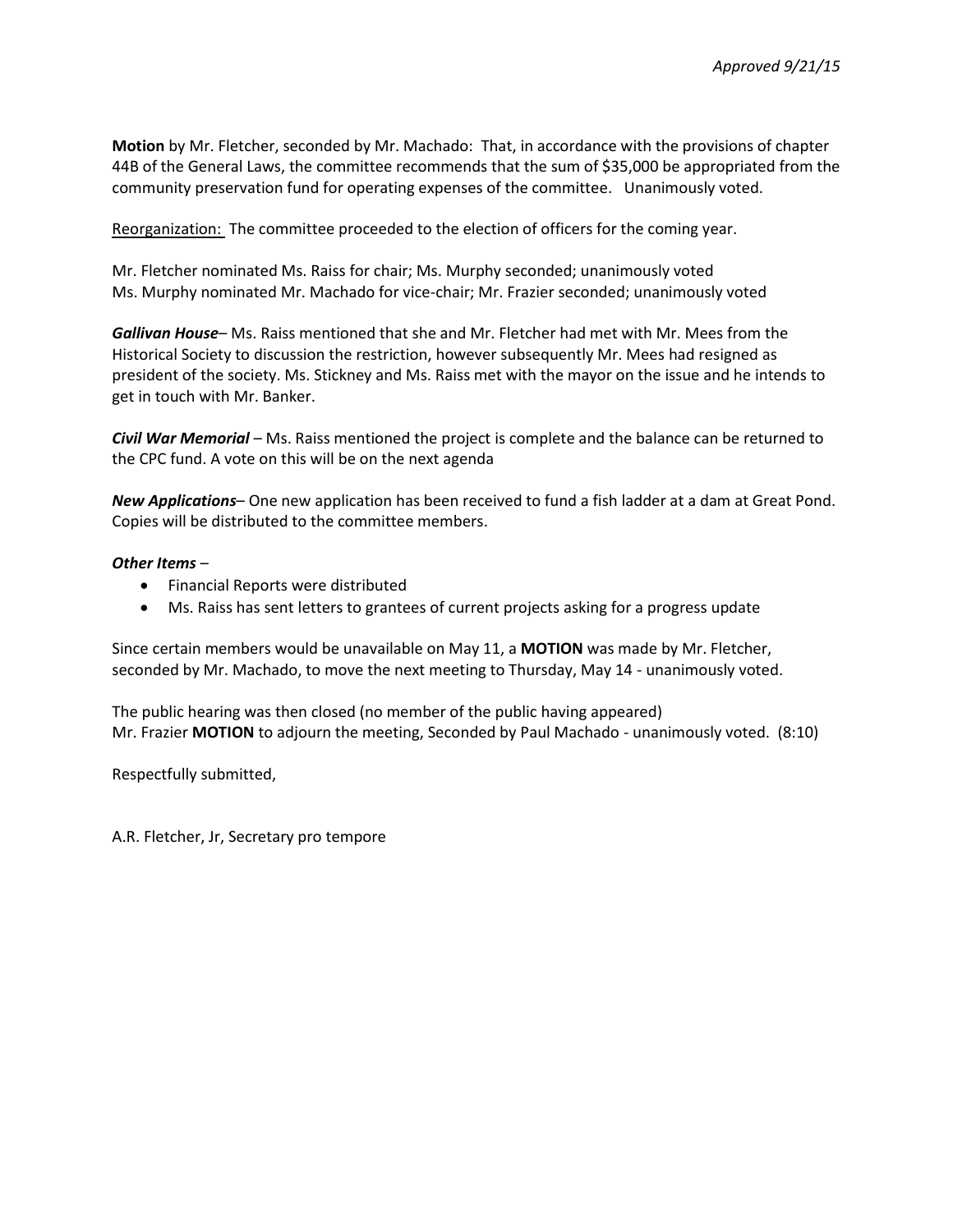*Approved 9/21/15*

**Motion** by Mr. Fletcher, seconded by Mr. Machado: That, in accordance with the provisions of chapter 44B of the General Laws, the committee recommends that the sum of $35,000 be appropriated from the community preservation fund for operating expenses of the committee. Unanimously voted.

<u>Reorganization:</u> The committee proceeded to the election of officers for the coming year.

Mr. Fletcher nominated Ms. Raiss for chair; Ms. Murphy seconded; unanimously voted
Ms. Murphy nominated Mr. Machado for vice-chair; Mr. Frazier seconded; unanimously voted

***Gallivan House***– Ms. Raiss mentioned that she and Mr. Fletcher had met with Mr. Mees from the Historical Society to discussion the restriction, however subsequently Mr. Mees had resigned as president of the society. Ms. Stickney and Ms. Raiss met with the mayor on the issue and he intends to get in touch with Mr. Banker.

***Civil War Memorial*** – Ms. Raiss mentioned the project is complete and the balance can be returned to the CPC fund. A vote on this will be on the next agenda

***New Applications***– One new application has been received to fund a fish ladder at a dam at Great Pond. Copies will be distributed to the committee members.

***Other Items*** –

- Financial Reports were distributed
- Ms. Raiss has sent letters to grantees of current projects asking for a progress update

Since certain members would be unavailable on May 11, a **MOTION** was made by Mr. Fletcher, seconded by Mr. Machado, to move the next meeting to Thursday, May 14 - unanimously voted.

The public hearing was then closed (no member of the public having appeared)
Mr. Frazier **MOTION** to adjourn the meeting, Seconded by Paul Machado - unanimously voted. (8:10)

Respectfully submitted,

A.R. Fletcher, Jr, Secretary pro tempore